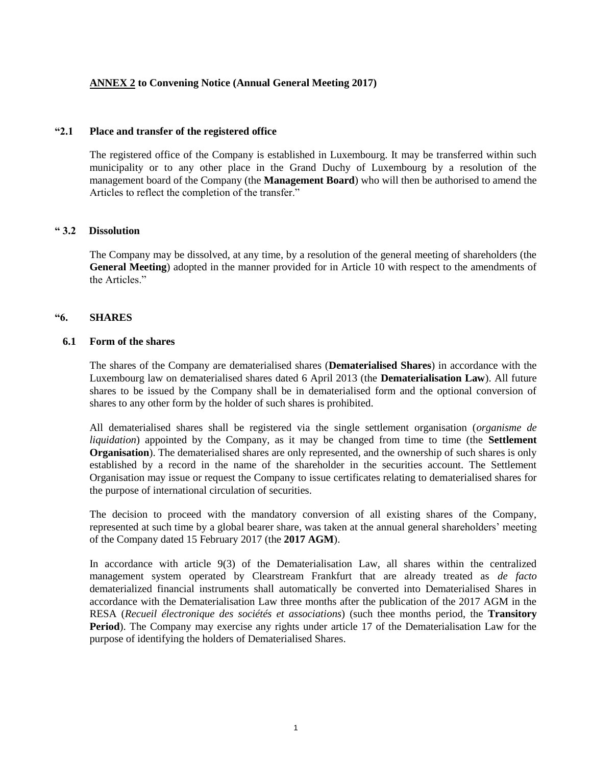**<u>ANNEX 2</u> to Convening Notice (Annual General Meeting 2017)**

**"2.1 Place and transfer of the registered office**

The registered office of the Company is established in Luxembourg. It may be transferred within such municipality or to any other place in the Grand Duchy of Luxembourg by a resolution of the management board of the Company (the **Management Board**) who will then be authorised to amend the Articles to reflect the completion of the transfer."

**" 3.2 Dissolution**

The Company may be dissolved, at any time, by a resolution of the general meeting of shareholders (the **General Meeting**) adopted in the manner provided for in Article 10 with respect to the amendments of the Articles."

**"6. SHARES**

**6.1 Form of the shares**

The shares of the Company are dematerialised shares (**Dematerialised Shares**) in accordance with the Luxembourg law on dematerialised shares dated 6 April 2013 (the **Dematerialisation Law**). All future shares to be issued by the Company shall be in dematerialised form and the optional conversion of shares to any other form by the holder of such shares is prohibited.

All dematerialised shares shall be registered via the single settlement organisation (*organisme de liquidation*) appointed by the Company, as it may be changed from time to time (the **Settlement Organisation**). The dematerialised shares are only represented, and the ownership of such shares is only established by a record in the name of the shareholder in the securities account. The Settlement Organisation may issue or request the Company to issue certificates relating to dematerialised shares for the purpose of international circulation of securities.

The decision to proceed with the mandatory conversion of all existing shares of the Company, represented at such time by a global bearer share, was taken at the annual general shareholders' meeting of the Company dated 15 February 2017 (the **2017 AGM**).

In accordance with article 9(3) of the Dematerialisation Law, all shares within the centralized management system operated by Clearstream Frankfurt that are already treated as *de facto* dematerialized financial instruments shall automatically be converted into Dematerialised Shares in accordance with the Dematerialisation Law three months after the publication of the 2017 AGM in the RESA (*Recueil électronique des sociétés et associations*) (such thee months period, the **Transitory Period**). The Company may exercise any rights under article 17 of the Dematerialisation Law for the purpose of identifying the holders of Dematerialised Shares.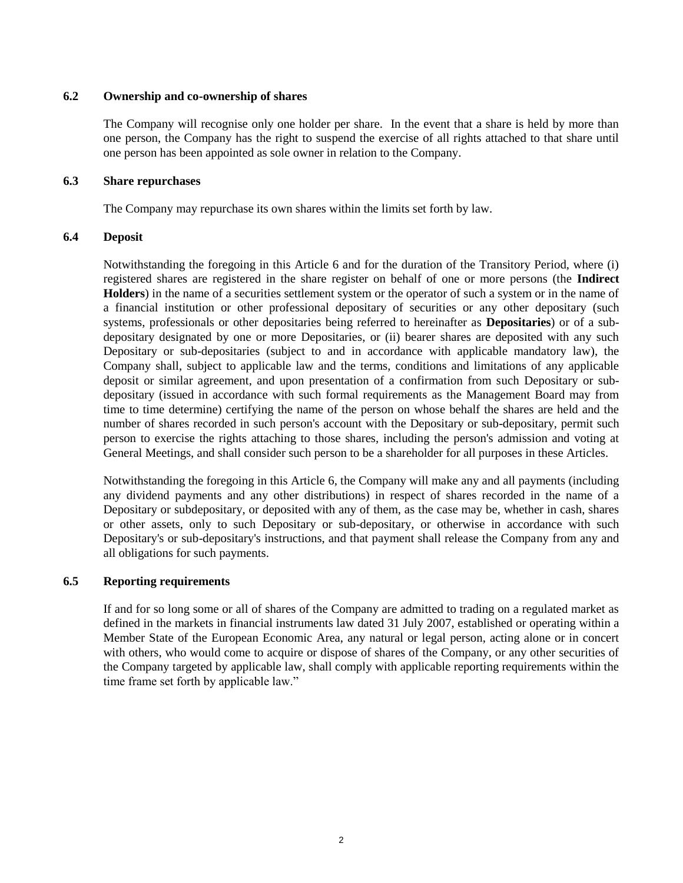### 6.2 Ownership and co-ownership of shares

The Company will recognise only one holder per share. In the event that a share is held by more than one person, the Company has the right to suspend the exercise of all rights attached to that share until one person has been appointed as sole owner in relation to the Company.

### 6.3 Share repurchases

The Company may repurchase its own shares within the limits set forth by law.

### 6.4 Deposit

Notwithstanding the foregoing in this Article 6 and for the duration of the Transitory Period, where (i) registered shares are registered in the share register on behalf of one or more persons (the **Indirect Holders**) in the name of a securities settlement system or the operator of such a system or in the name of a financial institution or other professional depositary of securities or any other depositary (such systems, professionals or other depositaries being referred to hereinafter as **Depositaries**) or of a sub-depositary designated by one or more Depositaries, or (ii) bearer shares are deposited with any such Depositary or sub-depositaries (subject to and in accordance with applicable mandatory law), the Company shall, subject to applicable law and the terms, conditions and limitations of any applicable deposit or similar agreement, and upon presentation of a confirmation from such Depositary or sub-depositary (issued in accordance with such formal requirements as the Management Board may from time to time determine) certifying the name of the person on whose behalf the shares are held and the number of shares recorded in such person's account with the Depositary or sub-depositary, permit such person to exercise the rights attaching to those shares, including the person's admission and voting at General Meetings, and shall consider such person to be a shareholder for all purposes in these Articles.

Notwithstanding the foregoing in this Article 6, the Company will make any and all payments (including any dividend payments and any other distributions) in respect of shares recorded in the name of a Depositary or subdepositary, or deposited with any of them, as the case may be, whether in cash, shares or other assets, only to such Depositary or sub-depositary, or otherwise in accordance with such Depositary's or sub-depositary's instructions, and that payment shall release the Company from any and all obligations for such payments.

### 6.5 Reporting requirements

If and for so long some or all of shares of the Company are admitted to trading on a regulated market as defined in the markets in financial instruments law dated 31 July 2007, established or operating within a Member State of the European Economic Area, any natural or legal person, acting alone or in concert with others, who would come to acquire or dispose of shares of the Company, or any other securities of the Company targeted by applicable law, shall comply with applicable reporting requirements within the time frame set forth by applicable law."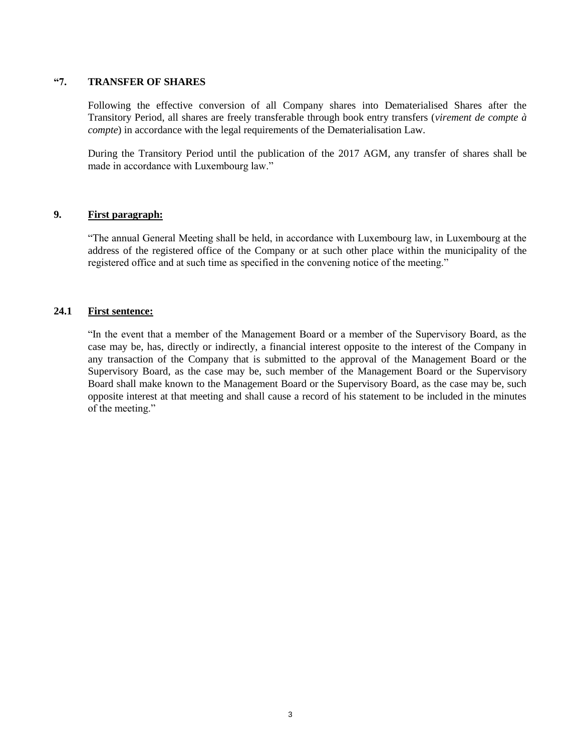**“7. TRANSFER OF SHARES**

Following the effective conversion of all Company shares into Dematerialised Shares after the Transitory Period, all shares are freely transferable through book entry transfers (*virement de compte à compte*) in accordance with the legal requirements of the Dematerialisation Law.

During the Transitory Period until the publication of the 2017 AGM, any transfer of shares shall be made in accordance with Luxembourg law.”

**9. <u>First paragraph:</u>**

“The annual General Meeting shall be held, in accordance with Luxembourg law, in Luxembourg at the address of the registered office of the Company or at such other place within the municipality of the registered office and at such time as specified in the convening notice of the meeting.”

**24.1 <u>First sentence:</u>**

“In the event that a member of the Management Board or a member of the Supervisory Board, as the case may be, has, directly or indirectly, a financial interest opposite to the interest of the Company in any transaction of the Company that is submitted to the approval of the Management Board or the Supervisory Board, as the case may be, such member of the Management Board or the Supervisory Board shall make known to the Management Board or the Supervisory Board, as the case may be, such opposite interest at that meeting and shall cause a record of his statement to be included in the minutes of the meeting.”